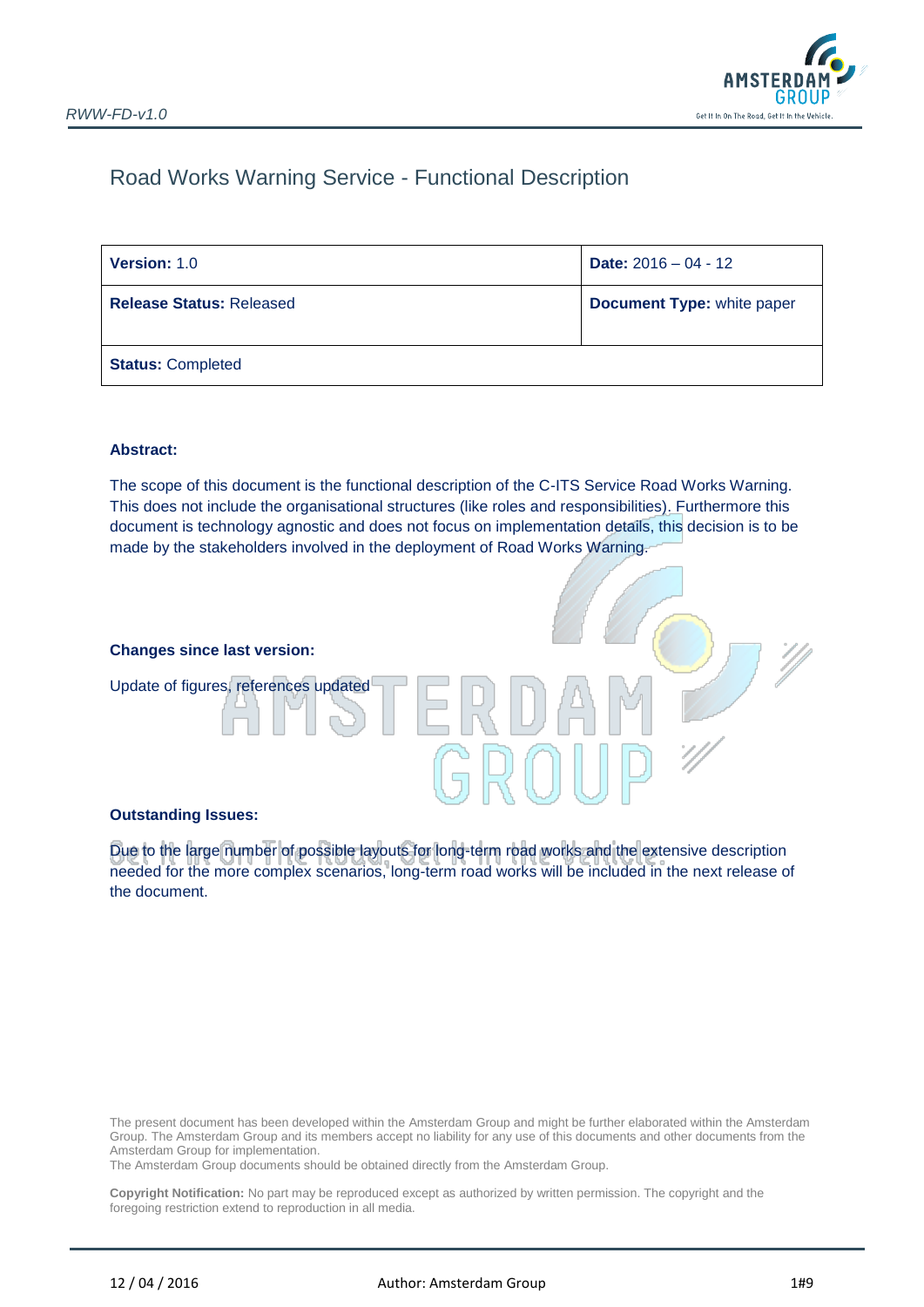# Road Works Warning Service - Functional Description

| **Version:** 1.0 | **Date:** 2016 – 04 - 12 |
|---|---|
| **Release Status:** Released | **Document Type:** white paper |
| **Status:** Completed | |

**Abstract:**

The scope of this document is the functional description of the C-ITS Service Road Works Warning. This does not include the organisational structures (like roles and responsibilities). Furthermore this document is technology agnostic and does not focus on implementation details, this decision is to be made by the stakeholders involved in the deployment of Road Works Warning.

**Changes since last version:**

Update of figures, references updated

**Outstanding Issues:**

Due to the large number of possible layouts for long-term road works and the extensive description needed for the more complex scenarios, long-term road works will be included in the next release of the document.

The present document has been developed within the Amsterdam Group and might be further elaborated within the Amsterdam Group. The Amsterdam Group and its members accept no liability for any use of this documents and other documents from the Amsterdam Group for implementation.
The Amsterdam Group documents should be obtained directly from the Amsterdam Group.

**Copyright Notification:** No part may be reproduced except as authorized by written permission. The copyright and the foregoing restriction extend to reproduction in all media.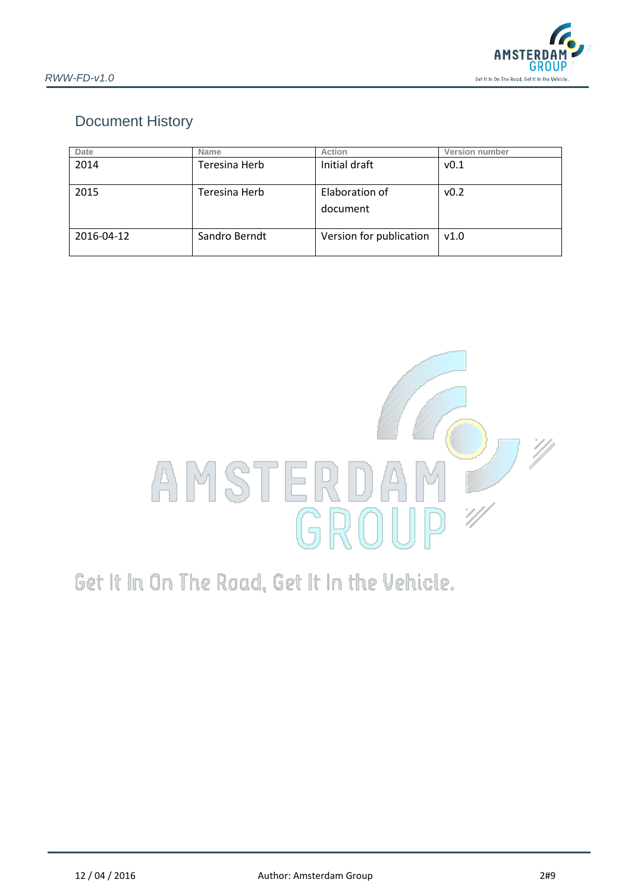# Document History

| Date | Name | Action | Version number |
|---|---|---|---|
| 2014 | Teresina Herb | Initial draft | v0.1 |
| 2015 | Teresina Herb | Elaboration of document | v0.2 |
| 2016-04-12 | Sandro Berndt | Version for publication | v1.0 |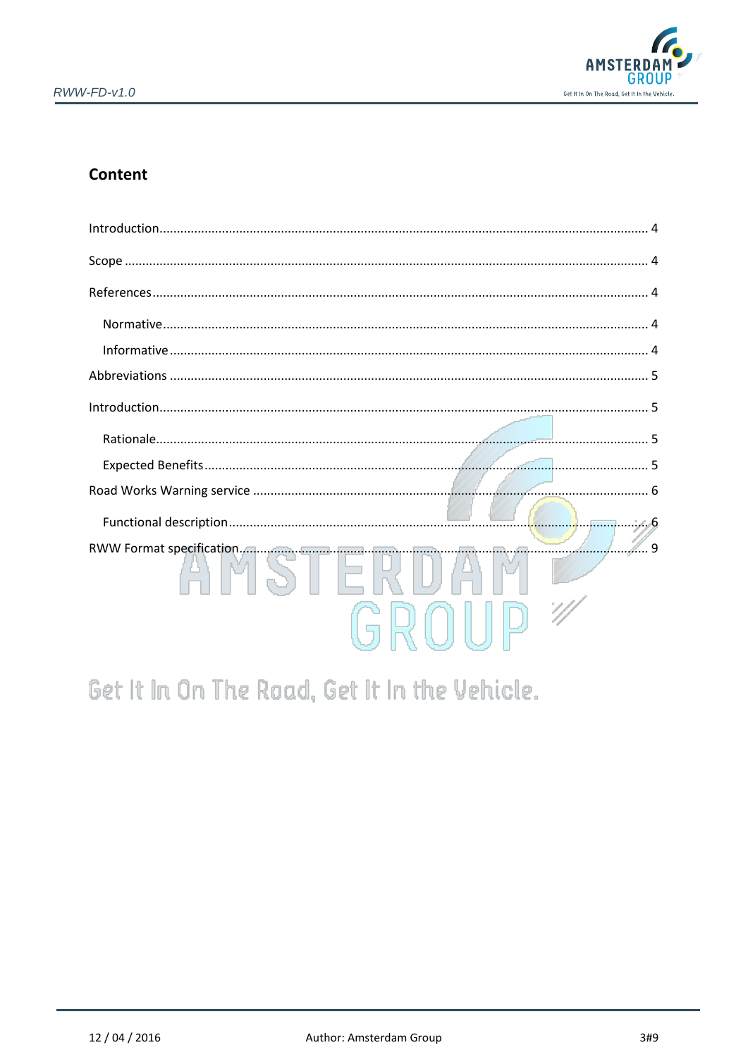## Content

Introduction .......... 4

Scope .......... 4

References .......... 4

- Normative .......... 4
- Informative .......... 4

Abbreviations .......... 5

Introduction .......... 5

- Rationale .......... 5
- Expected Benefits .......... 5

Road Works Warning service .......... 6

- Functional description .......... 6

RWW Format specification .......... 9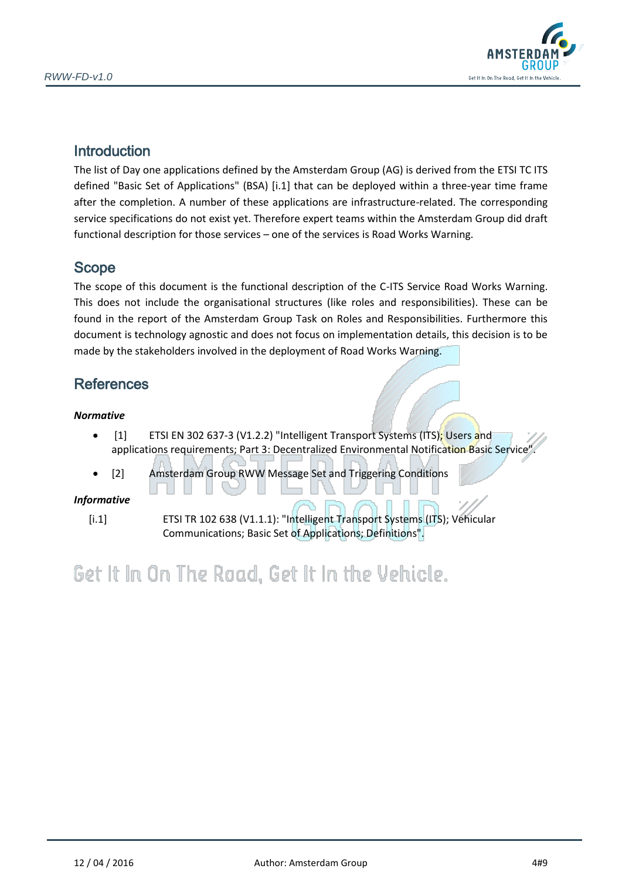## Introduction

The list of Day one applications defined by the Amsterdam Group (AG) is derived from the ETSI TC ITS defined "Basic Set of Applications" (BSA) [i.1] that can be deployed within a three-year time frame after the completion. A number of these applications are infrastructure-related. The corresponding service specifications do not exist yet. Therefore expert teams within the Amsterdam Group did draft functional description for those services – one of the services is Road Works Warning.

## Scope

The scope of this document is the functional description of the C-ITS Service Road Works Warning. This does not include the organisational structures (like roles and responsibilities). These can be found in the report of the Amsterdam Group Task on Roles and Responsibilities. Furthermore this document is technology agnostic and does not focus on implementation details, this decision is to be made by the stakeholders involved in the deployment of Road Works Warning.

## References

***Normative***

- [1] ETSI EN 302 637-3 (V1.2.2) "Intelligent Transport Systems (ITS); Users and applications requirements; Part 3: Decentralized Environmental Notification Basic Service".
- [2] Amsterdam Group RWW Message Set and Triggering Conditions

***Informative***

[i.1] ETSI TR 102 638 (V1.1.1): "Intelligent Transport Systems (ITS); Vehicular Communications; Basic Set of Applications; Definitions".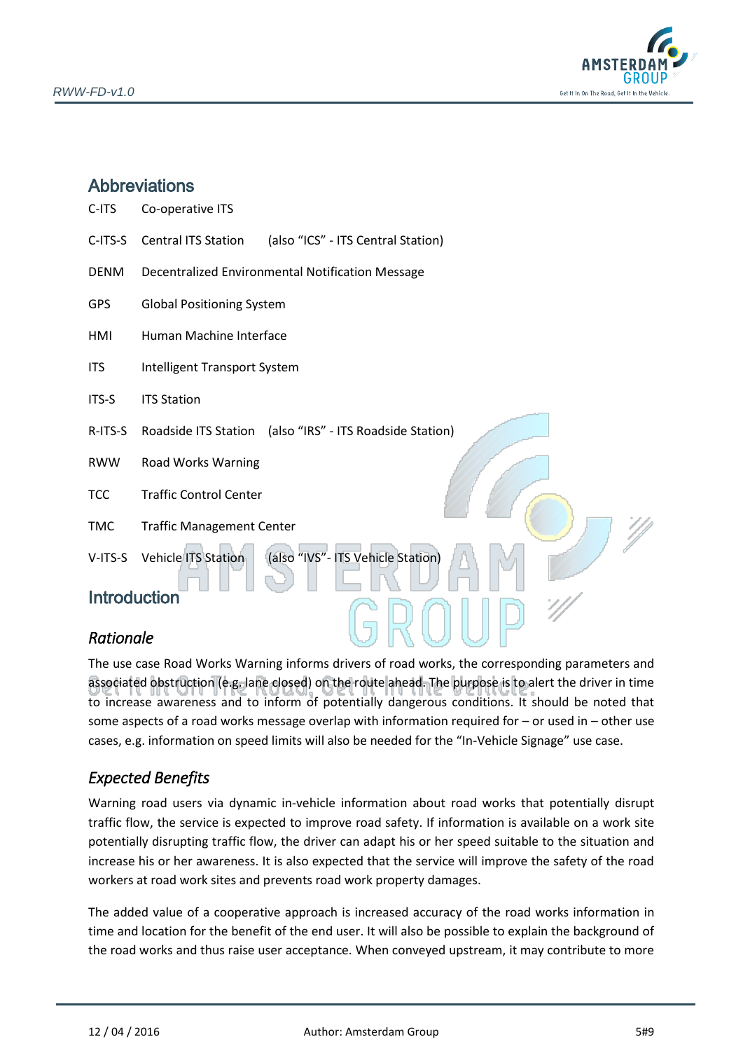## Abbreviations

| | | |
|---|---|---|
| C-ITS | Co-operative ITS | |
| C-ITS-S | Central ITS Station | (also "ICS" - ITS Central Station) |
| DENM | Decentralized Environmental Notification Message | |
| GPS | Global Positioning System | |
| HMI | Human Machine Interface | |
| ITS | Intelligent Transport System | |
| ITS-S | ITS Station | |
| R-ITS-S | Roadside ITS Station | (also "IRS" - ITS Roadside Station) |
| RWW | Road Works Warning | |
| TCC | Traffic Control Center | |
| TMC | Traffic Management Center | |
| V-ITS-S | Vehicle ITS Station | (also "IVS"- ITS Vehicle Station) |

## Introduction

### *Rationale*

The use case Road Works Warning informs drivers of road works, the corresponding parameters and associated obstruction (e.g. lane closed) on the route ahead. The purpose is to alert the driver in time to increase awareness and to inform of potentially dangerous conditions. It should be noted that some aspects of a road works message overlap with information required for – or used in – other use cases, e.g. information on speed limits will also be needed for the "In-Vehicle Signage" use case.

### *Expected Benefits*

Warning road users via dynamic in-vehicle information about road works that potentially disrupt traffic flow, the service is expected to improve road safety. If information is available on a work site potentially disrupting traffic flow, the driver can adapt his or her speed suitable to the situation and increase his or her awareness. It is also expected that the service will improve the safety of the road workers at road work sites and prevents road work property damages.

The added value of a cooperative approach is increased accuracy of the road works information in time and location for the benefit of the end user. It will also be possible to explain the background of the road works and thus raise user acceptance. When conveyed upstream, it may contribute to more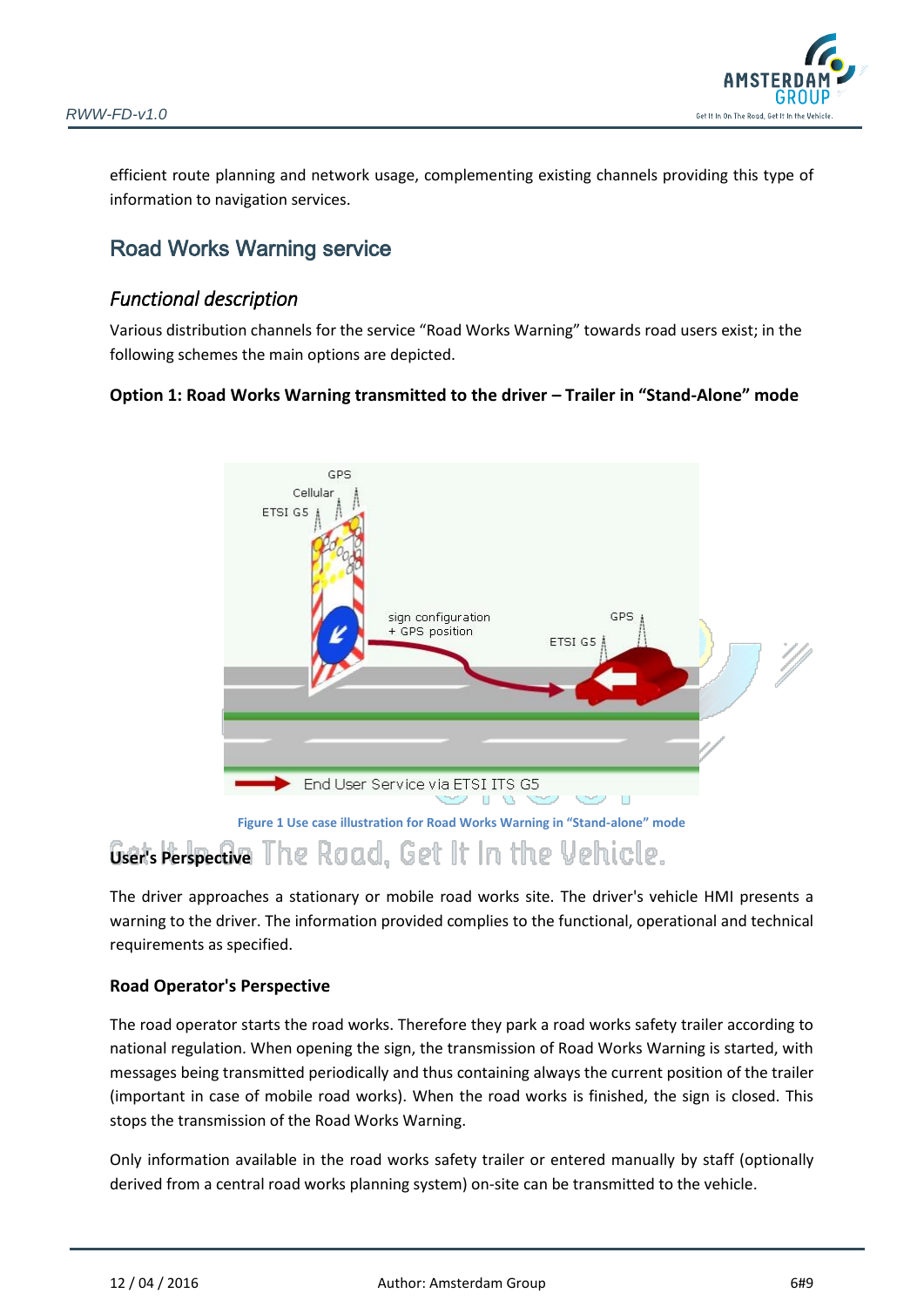efficient route planning and network usage, complementing existing channels providing this type of information to navigation services.

## Road Works Warning service

### *Functional description*

Various distribution channels for the service "Road Works Warning" towards road users exist; in the following schemes the main options are depicted.

**Option 1: Road Works Warning transmitted to the driver – Trailer in "Stand-Alone" mode**

Figure 1 Use case illustration for Road Works Warning in "Stand-alone" mode

**User's Perspective**

The driver approaches a stationary or mobile road works site. The driver's vehicle HMI presents a warning to the driver. The information provided complies to the functional, operational and technical requirements as specified.

**Road Operator's Perspective**

The road operator starts the road works. Therefore they park a road works safety trailer according to national regulation. When opening the sign, the transmission of Road Works Warning is started, with messages being transmitted periodically and thus containing always the current position of the trailer (important in case of mobile road works). When the road works is finished, the sign is closed. This stops the transmission of the Road Works Warning.

Only information available in the road works safety trailer or entered manually by staff (optionally derived from a central road works planning system) on-site can be transmitted to the vehicle.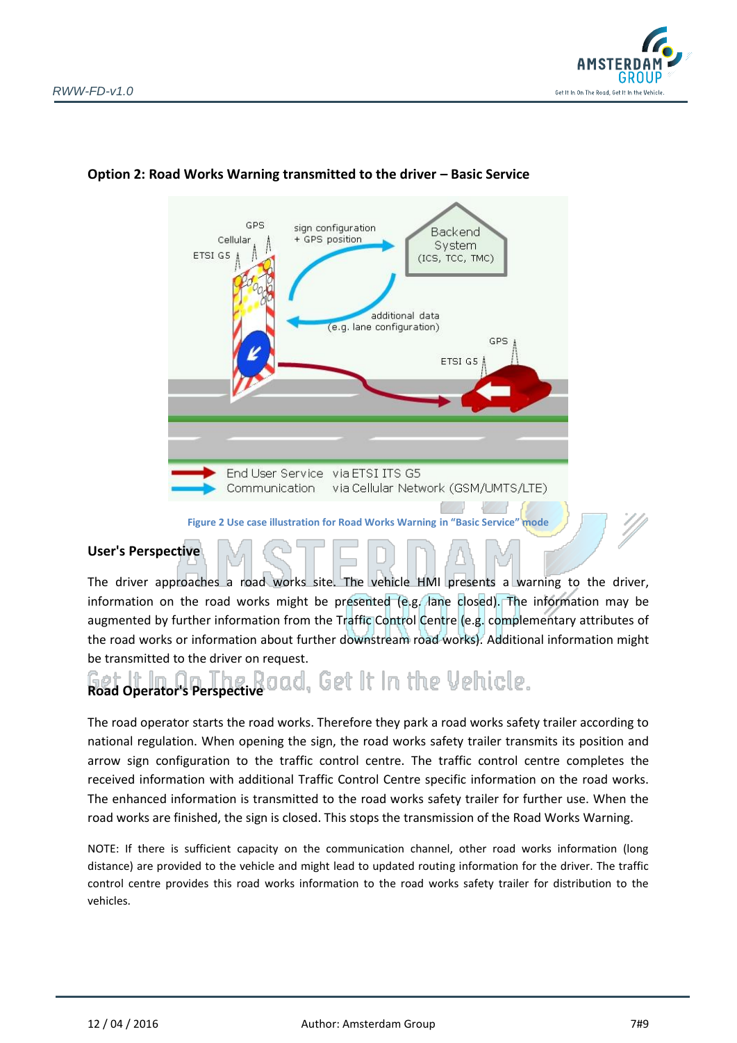**Option 2: Road Works Warning transmitted to the driver – Basic Service**

Figure 2 Use case illustration for Road Works Warning in "Basic Service" mode

**User's Perspective**

The driver approaches a road works site. The vehicle HMI presents a warning to the driver, information on the road works might be presented (e.g. lane closed). The information may be augmented by further information from the Traffic Control Centre (e.g. complementary attributes of the road works or information about further downstream road works). Additional information might be transmitted to the driver on request.

**Road Operator's Perspective**

The road operator starts the road works. Therefore they park a road works safety trailer according to national regulation. When opening the sign, the road works safety trailer transmits its position and arrow sign configuration to the traffic control centre. The traffic control centre completes the received information with additional Traffic Control Centre specific information on the road works. The enhanced information is transmitted to the road works safety trailer for further use. When the road works are finished, the sign is closed. This stops the transmission of the Road Works Warning.

NOTE: If there is sufficient capacity on the communication channel, other road works information (long distance) are provided to the vehicle and might lead to updated routing information for the driver. The traffic control centre provides this road works information to the road works safety trailer for distribution to the vehicles.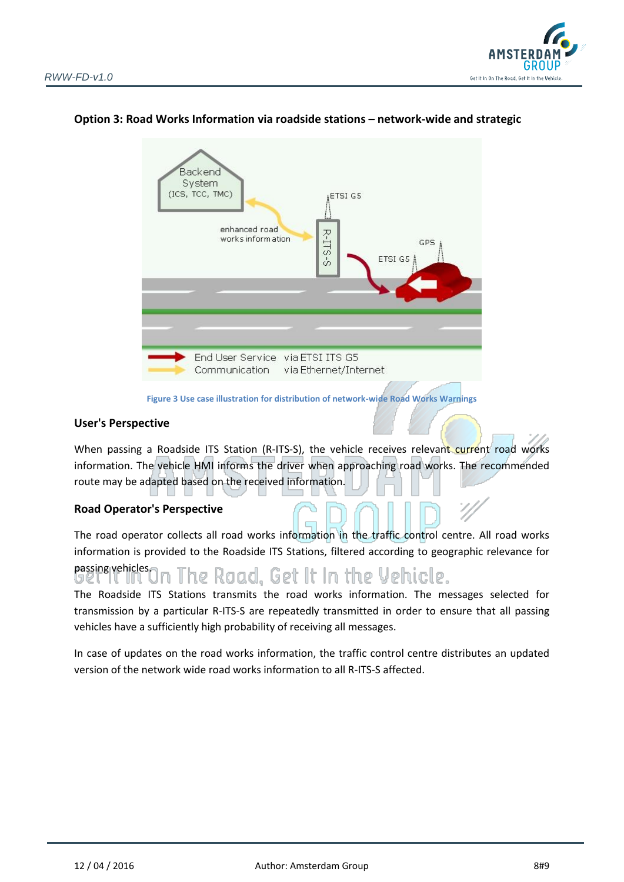## Option 3: Road Works Information via roadside stations – network-wide and strategic

Figure 3 Use case illustration for distribution of network-wide Road Works Warnings

### User's Perspective

When passing a Roadside ITS Station (R-ITS-S), the vehicle receives relevant current road works information. The vehicle HMI informs the driver when approaching road works. The recommended route may be adapted based on the received information.

### Road Operator's Perspective

The road operator collects all road works information in the traffic control centre. All road works information is provided to the Roadside ITS Stations, filtered according to geographic relevance for passing vehicles.

The Roadside ITS Stations transmits the road works information. The messages selected for transmission by a particular R-ITS-S are repeatedly transmitted in order to ensure that all passing vehicles have a sufficiently high probability of receiving all messages.

In case of updates on the road works information, the traffic control centre distributes an updated version of the network wide road works information to all R-ITS-S affected.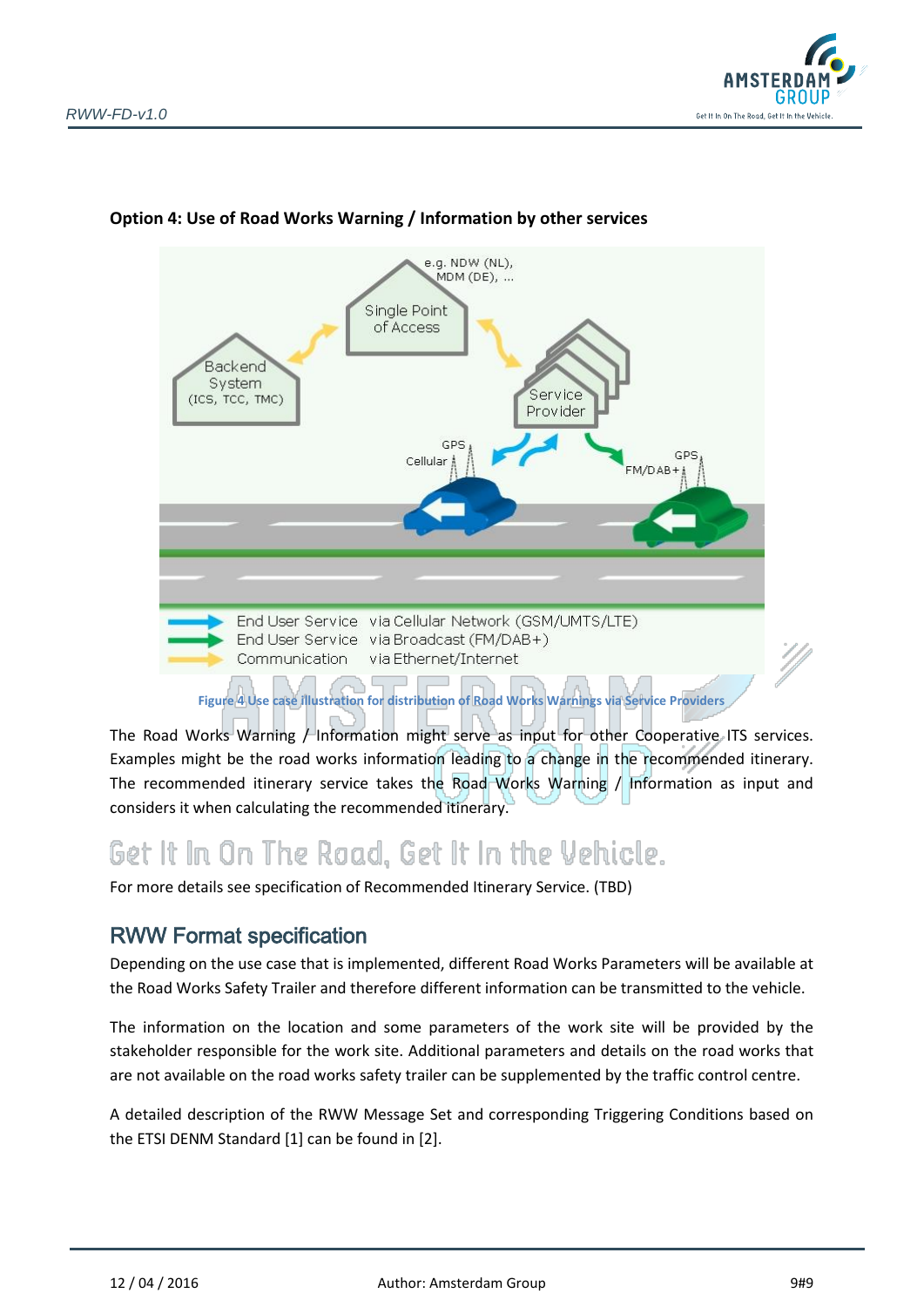**Option 4: Use of Road Works Warning / Information by other services**

e.g. NDW (NL), MDM (DE), ...

Single Point of Access

Backend System (ICS, TCC, TMC)

Service Provider

GPS

Cellular

GPS

FM/DAB+

End User Service via Cellular Network (GSM/UMTS/LTE)

End User Service via Broadcast (FM/DAB+)

Communication via Ethernet/Internet

Figure 4 Use case illustration for distribution of Road Works Warnings via Service Providers

The Road Works Warning / Information might serve as input for other Cooperative ITS services. Examples might be the road works information leading to a change in the recommended itinerary. The recommended itinerary service takes the Road Works Warning / Information as input and considers it when calculating the recommended itinerary.

For more details see specification of Recommended Itinerary Service. (TBD)

## RWW Format specification

Depending on the use case that is implemented, different Road Works Parameters will be available at the Road Works Safety Trailer and therefore different information can be transmitted to the vehicle.

The information on the location and some parameters of the work site will be provided by the stakeholder responsible for the work site. Additional parameters and details on the road works that are not available on the road works safety trailer can be supplemented by the traffic control centre.

A detailed description of the RWW Message Set and corresponding Triggering Conditions based on the ETSI DENM Standard [1] can be found in [2].